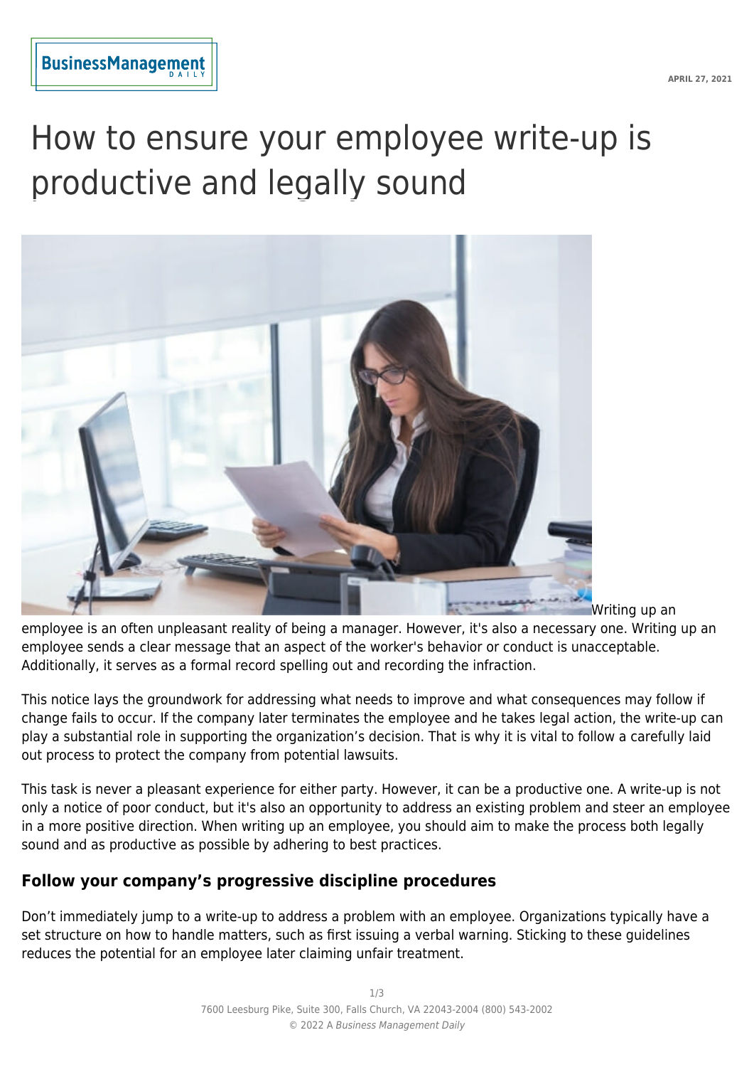# How to ensure your employee write-up is productive and legally sound

Writing up an employee is an often unpleasant reality of being a manager. However, it's also a necessary one. Writing up an employee sends a clear message that an aspect of the worker's behavior or conduct is unacceptable. Additionally, it serves as a formal record spelling out and recording the infraction.

This notice lays the groundwork for addressing what needs to improve and what consequences may follow if change fails to occur. If the company later terminates the employee and he takes legal action, the write-up can play a substantial role in supporting the organization's decision. That is why it is vital to follow a carefully laid out process to protect the company from potential lawsuits.

This task is never a pleasant experience for either party. However, it can be a productive one. A write-up is not only a notice of poor conduct, but it's also an opportunity to address an existing problem and steer an employee in a more positive direction. When writing up an employee, you should aim to make the process both legally sound and as productive as possible by adhering to best practices.

## Follow your company's progressive discipline procedures

Don't immediately jump to a write-up to address a problem with an employee. Organizations typically have a set structure on how to handle matters, such as first issuing a verbal warning. Sticking to these guidelines reduces the potential for an employee later claiming unfair treatment.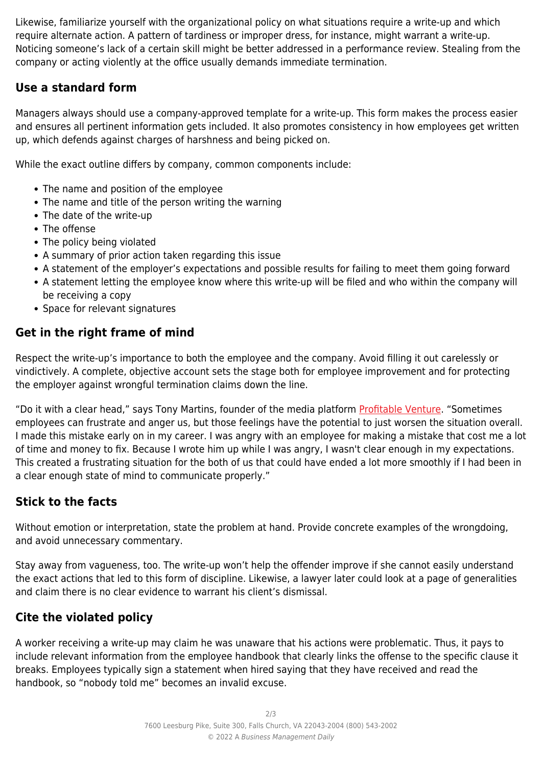Likewise, familiarize yourself with the organizational policy on what situations require a write-up and which require alternate action. A pattern of tardiness or improper dress, for instance, might warrant a write-up. Noticing someone's lack of a certain skill might be better addressed in a performance review. Stealing from the company or acting violently at the office usually demands immediate termination.

## Use a standard form

Managers always should use a company-approved template for a write-up. This form makes the process easier and ensures all pertinent information gets included. It also promotes consistency in how employees get written up, which defends against charges of harshness and being picked on.

While the exact outline differs by company, common components include:

- The name and position of the employee
- The name and title of the person writing the warning
- The date of the write-up
- The offense
- The policy being violated
- A summary of prior action taken regarding this issue
- A statement of the employer's expectations and possible results for failing to meet them going forward
- A statement letting the employee know where this write-up will be filed and who within the company will be receiving a copy
- Space for relevant signatures

## Get in the right frame of mind

Respect the write-up's importance to both the employee and the company. Avoid filling it out carelessly or vindictively. A complete, objective account sets the stage both for employee improvement and for protecting the employer against wrongful termination claims down the line.

"Do it with a clear head," says Tony Martins, founder of the media platform Profitable Venture. "Sometimes employees can frustrate and anger us, but those feelings have the potential to just worsen the situation overall. I made this mistake early on in my career. I was angry with an employee for making a mistake that cost me a lot of time and money to fix. Because I wrote him up while I was angry, I wasn't clear enough in my expectations. This created a frustrating situation for the both of us that could have ended a lot more smoothly if I had been in a clear enough state of mind to communicate properly."

## Stick to the facts

Without emotion or interpretation, state the problem at hand. Provide concrete examples of the wrongdoing, and avoid unnecessary commentary.

Stay away from vagueness, too. The write-up won't help the offender improve if she cannot easily understand the exact actions that led to this form of discipline. Likewise, a lawyer later could look at a page of generalities and claim there is no clear evidence to warrant his client's dismissal.

## Cite the violated policy

A worker receiving a write-up may claim he was unaware that his actions were problematic. Thus, it pays to include relevant information from the employee handbook that clearly links the offense to the specific clause it breaks. Employees typically sign a statement when hired saying that they have received and read the handbook, so "nobody told me" becomes an invalid excuse.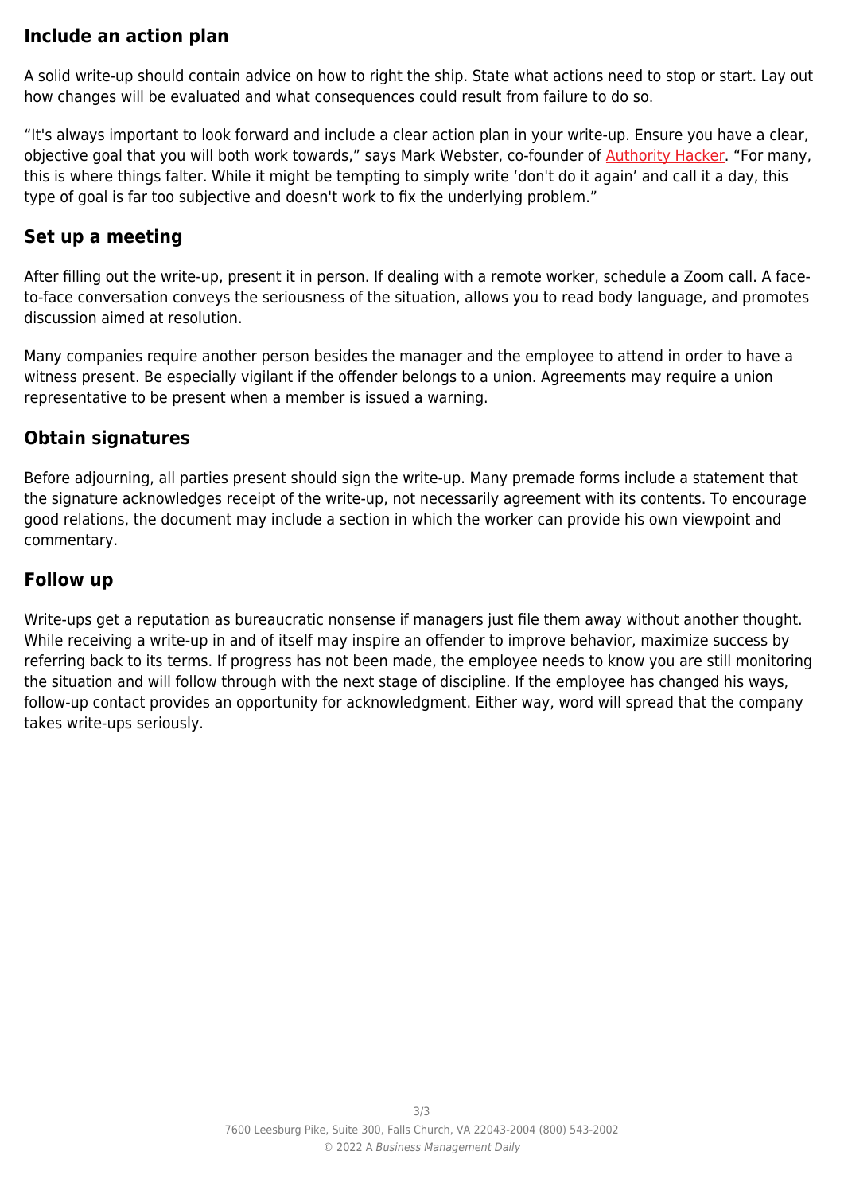## Include an action plan

A solid write-up should contain advice on how to right the ship. State what actions need to stop or start. Lay out how changes will be evaluated and what consequences could result from failure to do so.

“It's always important to look forward and include a clear action plan in your write-up. Ensure you have a clear, objective goal that you will both work towards,” says Mark Webster, co-founder of Authority Hacker. “For many, this is where things falter. While it might be tempting to simply write ‘don't do it again’ and call it a day, this type of goal is far too subjective and doesn't work to fix the underlying problem.”

## Set up a meeting

After filling out the write-up, present it in person. If dealing with a remote worker, schedule a Zoom call. A face-to-face conversation conveys the seriousness of the situation, allows you to read body language, and promotes discussion aimed at resolution.

Many companies require another person besides the manager and the employee to attend in order to have a witness present. Be especially vigilant if the offender belongs to a union. Agreements may require a union representative to be present when a member is issued a warning.

## Obtain signatures

Before adjourning, all parties present should sign the write-up. Many premade forms include a statement that the signature acknowledges receipt of the write-up, not necessarily agreement with its contents. To encourage good relations, the document may include a section in which the worker can provide his own viewpoint and commentary.

## Follow up

Write-ups get a reputation as bureaucratic nonsense if managers just file them away without another thought. While receiving a write-up in and of itself may inspire an offender to improve behavior, maximize success by referring back to its terms. If progress has not been made, the employee needs to know you are still monitoring the situation and will follow through with the next stage of discipline. If the employee has changed his ways, follow-up contact provides an opportunity for acknowledgment. Either way, word will spread that the company takes write-ups seriously.